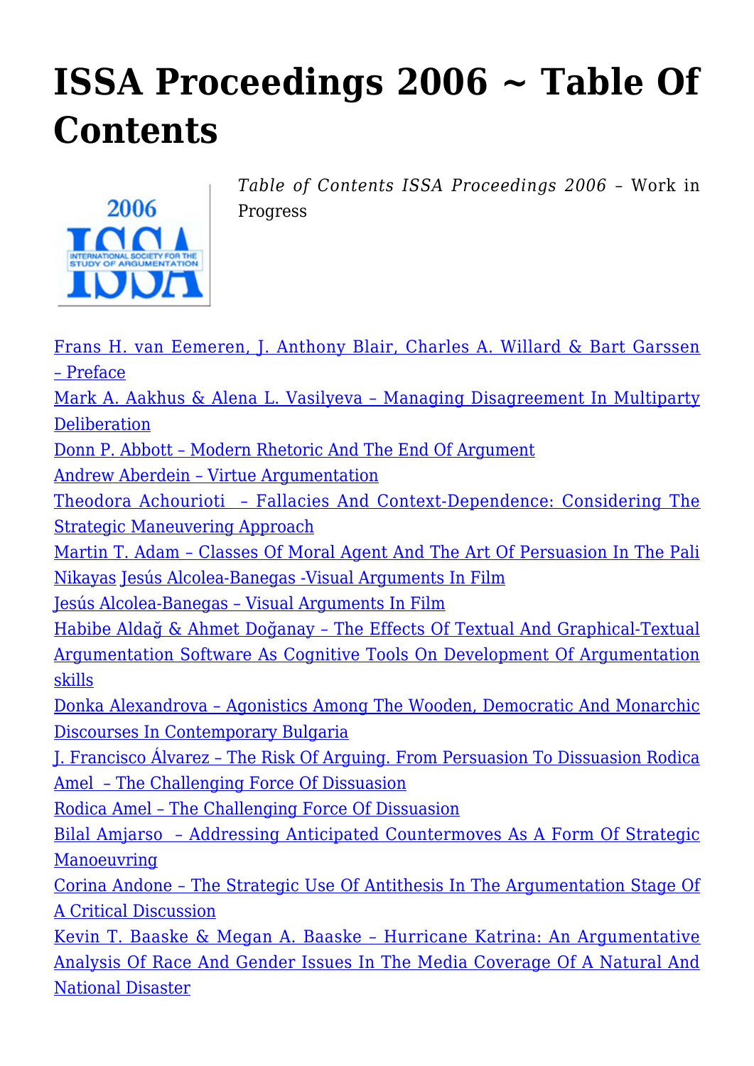# ISSA Proceedings 2006 ~ Table Of Contents

*Table of Contents ISSA Proceedings 2006* – Work in Progress

Frans H. van Eemeren, J. Anthony Blair, Charles A. Willard & Bart Garssen – Preface
Mark A. Aakhus & Alena L. Vasilyeva – Managing Disagreement In Multiparty Deliberation
Donn P. Abbott – Modern Rhetoric And The End Of Argument
Andrew Aberdein – Virtue Argumentation
Theodora Achourioti – Fallacies And Context-Dependence: Considering The Strategic Maneuvering Approach
Martin T. Adam – Classes Of Moral Agent And The Art Of Persuasion In The Pali Nikayas Jesús Alcolea-Banegas -Visual Arguments In Film
Jesús Alcolea-Banegas – Visual Arguments In Film
Habibe Aldağ & Ahmet Doğanay – The Effects Of Textual And Graphical-Textual Argumentation Software As Cognitive Tools On Development Of Argumentation skills
Donka Alexandrova – Agonistics Among The Wooden, Democratic And Monarchic Discourses In Contemporary Bulgaria
J. Francisco Álvarez – The Risk Of Arguing. From Persuasion To Dissuasion Rodica Amel – The Challenging Force Of Dissuasion
Rodica Amel – The Challenging Force Of Dissuasion
Bilal Amjarso – Addressing Anticipated Countermoves As A Form Of Strategic Manoeuvring
Corina Andone – The Strategic Use Of Antithesis In The Argumentation Stage Of A Critical Discussion
Kevin T. Baaske & Megan A. Baaske – Hurricane Katrina: An Argumentative Analysis Of Race And Gender Issues In The Media Coverage Of A Natural And National Disaster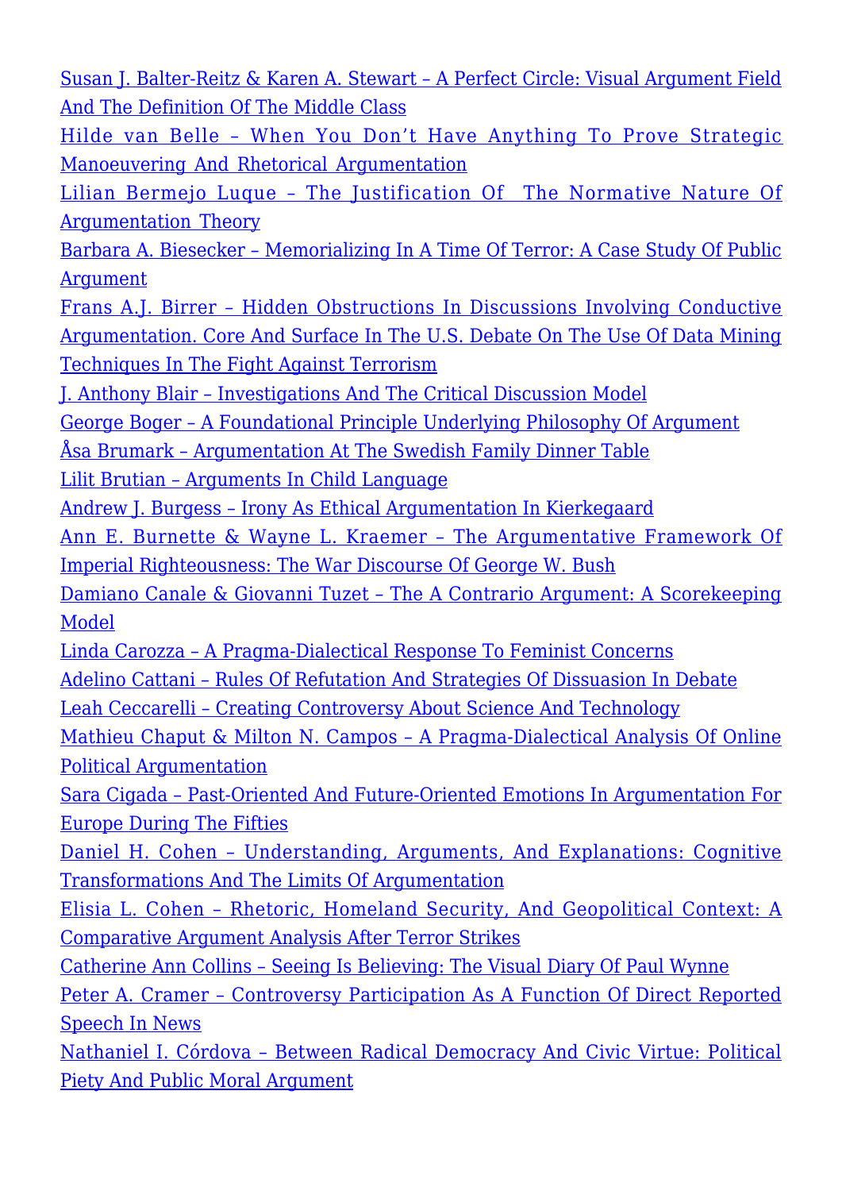Susan J. Balter-Reitz & Karen A. Stewart – A Perfect Circle: Visual Argument Field And The Definition Of The Middle Class

Hilde van Belle – When You Don't Have Anything To Prove Strategic Manoeuvering And Rhetorical Argumentation

Lilian Bermejo Luque – The Justification Of The Normative Nature Of Argumentation Theory

Barbara A. Biesecker – Memorializing In A Time Of Terror: A Case Study Of Public Argument

Frans A.J. Birrer – Hidden Obstructions In Discussions Involving Conductive Argumentation. Core And Surface In The U.S. Debate On The Use Of Data Mining Techniques In The Fight Against Terrorism

J. Anthony Blair – Investigations And The Critical Discussion Model

George Boger – A Foundational Principle Underlying Philosophy Of Argument

Åsa Brumark – Argumentation At The Swedish Family Dinner Table

Lilit Brutian – Arguments In Child Language

Andrew J. Burgess – Irony As Ethical Argumentation In Kierkegaard

Ann E. Burnette & Wayne L. Kraemer – The Argumentative Framework Of Imperial Righteousness: The War Discourse Of George W. Bush

Damiano Canale & Giovanni Tuzet – The A Contrario Argument: A Scorekeeping Model

Linda Carozza – A Pragma-Dialectical Response To Feminist Concerns

Adelino Cattani – Rules Of Refutation And Strategies Of Dissuasion In Debate

Leah Ceccarelli – Creating Controversy About Science And Technology

Mathieu Chaput & Milton N. Campos – A Pragma-Dialectical Analysis Of Online Political Argumentation

Sara Cigada – Past-Oriented And Future-Oriented Emotions In Argumentation For Europe During The Fifties

Daniel H. Cohen – Understanding, Arguments, And Explanations: Cognitive Transformations And The Limits Of Argumentation

Elisia L. Cohen – Rhetoric, Homeland Security, And Geopolitical Context: A Comparative Argument Analysis After Terror Strikes

Catherine Ann Collins – Seeing Is Believing: The Visual Diary Of Paul Wynne

Peter A. Cramer – Controversy Participation As A Function Of Direct Reported Speech In News

Nathaniel I. Córdova – Between Radical Democracy And Civic Virtue: Political Piety And Public Moral Argument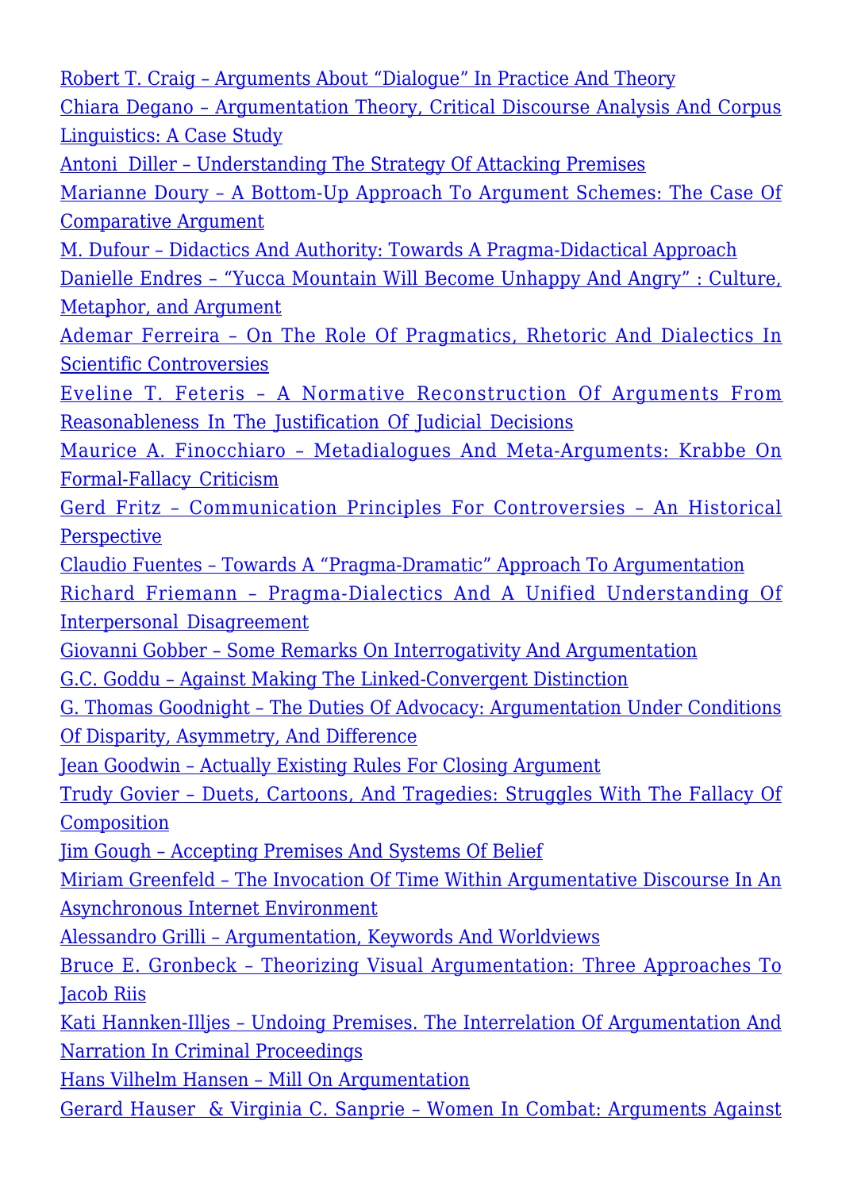Robert T. Craig – Arguments About "Dialogue" In Practice And Theory
Chiara Degano – Argumentation Theory, Critical Discourse Analysis And Corpus Linguistics: A Case Study
Antoni Diller – Understanding The Strategy Of Attacking Premises
Marianne Doury – A Bottom-Up Approach To Argument Schemes: The Case Of Comparative Argument
M. Dufour – Didactics And Authority: Towards A Pragma-Didactical Approach
Danielle Endres – "Yucca Mountain Will Become Unhappy And Angry" : Culture, Metaphor, and Argument
Ademar Ferreira – On The Role Of Pragmatics, Rhetoric And Dialectics In Scientific Controversies
Eveline T. Feteris – A Normative Reconstruction Of Arguments From Reasonableness In The Justification Of Judicial Decisions
Maurice A. Finocchiaro – Metadialogues And Meta-Arguments: Krabbe On Formal-Fallacy Criticism
Gerd Fritz – Communication Principles For Controversies – An Historical Perspective
Claudio Fuentes – Towards A "Pragma-Dramatic" Approach To Argumentation
Richard Friemann – Pragma-Dialectics And A Unified Understanding Of Interpersonal Disagreement
Giovanni Gobber – Some Remarks On Interrogativity And Argumentation
G.C. Goddu – Against Making The Linked-Convergent Distinction
G. Thomas Goodnight – The Duties Of Advocacy: Argumentation Under Conditions Of Disparity, Asymmetry, And Difference
Jean Goodwin – Actually Existing Rules For Closing Argument
Trudy Govier – Duets, Cartoons, And Tragedies: Struggles With The Fallacy Of Composition
Jim Gough – Accepting Premises And Systems Of Belief
Miriam Greenfeld – The Invocation Of Time Within Argumentative Discourse In An Asynchronous Internet Environment
Alessandro Grilli – Argumentation, Keywords And Worldviews
Bruce E. Gronbeck – Theorizing Visual Argumentation: Three Approaches To Jacob Riis
Kati Hannken-Illjes – Undoing Premises. The Interrelation Of Argumentation And Narration In Criminal Proceedings
Hans Vilhelm Hansen – Mill On Argumentation
Gerard Hauser & Virginia C. Sanprie – Women In Combat: Arguments Against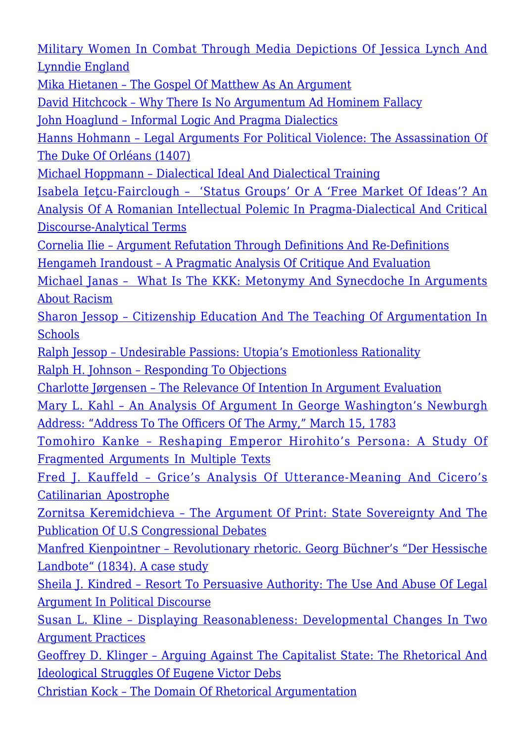Military Women In Combat Through Media Depictions Of Jessica Lynch And Lynndie England

Mika Hietanen – The Gospel Of Matthew As An Argument

David Hitchcock – Why There Is No Argumentum Ad Hominem Fallacy

John Hoaglund – Informal Logic And Pragma Dialectics

Hanns Hohmann – Legal Arguments For Political Violence: The Assassination Of The Duke Of Orléans (1407)

Michael Hoppmann – Dialectical Ideal And Dialectical Training

Isabela Ieţcu-Fairclough – 'Status Groups' Or A 'Free Market Of Ideas'? An Analysis Of A Romanian Intellectual Polemic In Pragma-Dialectical And Critical Discourse-Analytical Terms

Cornelia Ilie – Argument Refutation Through Definitions And Re-Definitions

Hengameh Irandoust – A Pragmatic Analysis Of Critique And Evaluation

Michael Janas – What Is The KKK: Metonymy And Synecdoche In Arguments About Racism

Sharon Jessop – Citizenship Education And The Teaching Of Argumentation In Schools

Ralph Jessop – Undesirable Passions: Utopia's Emotionless Rationality

Ralph H. Johnson – Responding To Objections

Charlotte Jørgensen – The Relevance Of Intention In Argument Evaluation

Mary L. Kahl – An Analysis Of Argument In George Washington's Newburgh Address: "Address To The Officers Of The Army," March 15, 1783

Tomohiro Kanke – Reshaping Emperor Hirohito's Persona: A Study Of Fragmented Arguments In Multiple Texts

Fred J. Kauffeld – Grice's Analysis Of Utterance-Meaning And Cicero's Catilinarian Apostrophe

Zornitsa Keremidchieva – The Argument Of Print: State Sovereignty And The Publication Of U.S Congressional Debates

Manfred Kienpointner – Revolutionary rhetoric. Georg Büchner's "Der Hessische Landbote" (1834). A case study

Sheila J. Kindred – Resort To Persuasive Authority: The Use And Abuse Of Legal Argument In Political Discourse

Susan L. Kline – Displaying Reasonableness: Developmental Changes In Two Argument Practices

Geoffrey D. Klinger – Arguing Against The Capitalist State: The Rhetorical And Ideological Struggles Of Eugene Victor Debs

Christian Kock – The Domain Of Rhetorical Argumentation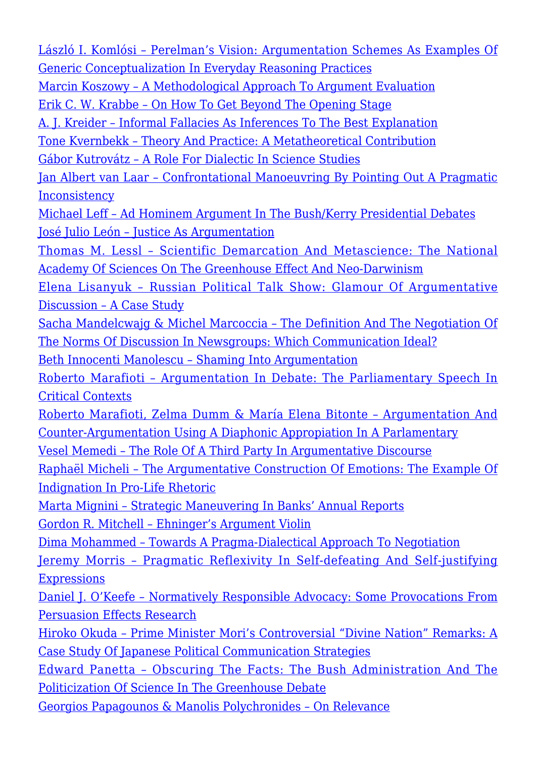László I. Komlósi – Perelman's Vision: Argumentation Schemes As Examples Of Generic Conceptualization In Everyday Reasoning Practices

Marcin Koszowy – A Methodological Approach To Argument Evaluation

Erik C. W. Krabbe – On How To Get Beyond The Opening Stage

A. J. Kreider – Informal Fallacies As Inferences To The Best Explanation

Tone Kvernbekk – Theory And Practice: A Metatheoretical Contribution

Gábor Kutrovátz – A Role For Dialectic In Science Studies

Jan Albert van Laar – Confrontational Manoeuvring By Pointing Out A Pragmatic Inconsistency

Michael Leff – Ad Hominem Argument In The Bush/Kerry Presidential Debates

José Julio León – Justice As Argumentation

Thomas M. Lessl – Scientific Demarcation And Metascience: The National Academy Of Sciences On The Greenhouse Effect And Neo-Darwinism

Elena Lisanyuk – Russian Political Talk Show: Glamour Of Argumentative Discussion – A Case Study

Sacha Mandelcwajg & Michel Marcoccia – The Definition And The Negotiation Of The Norms Of Discussion In Newsgroups: Which Communication Ideal?

Beth Innocenti Manolescu – Shaming Into Argumentation

Roberto Marafioti – Argumentation In Debate: The Parliamentary Speech In Critical Contexts

Roberto Marafioti, Zelma Dumm & María Elena Bitonte – Argumentation And Counter-Argumentation Using A Diaphonic Appropiation In A Parlamentary

Vesel Memedi – The Role Of A Third Party In Argumentative Discourse

Raphaël Micheli – The Argumentative Construction Of Emotions: The Example Of Indignation In Pro-Life Rhetoric

Marta Mignini – Strategic Maneuvering In Banks' Annual Reports

Gordon R. Mitchell – Ehninger's Argument Violin

Dima Mohammed – Towards A Pragma-Dialectical Approach To Negotiation

Jeremy Morris – Pragmatic Reflexivity In Self-defeating And Self-justifying Expressions

Daniel J. O'Keefe – Normatively Responsible Advocacy: Some Provocations From Persuasion Effects Research

Hiroko Okuda – Prime Minister Mori's Controversial "Divine Nation" Remarks: A Case Study Of Japanese Political Communication Strategies

Edward Panetta – Obscuring The Facts: The Bush Administration And The Politicization Of Science In The Greenhouse Debate

Georgios Papagounos & Manolis Polychronides – On Relevance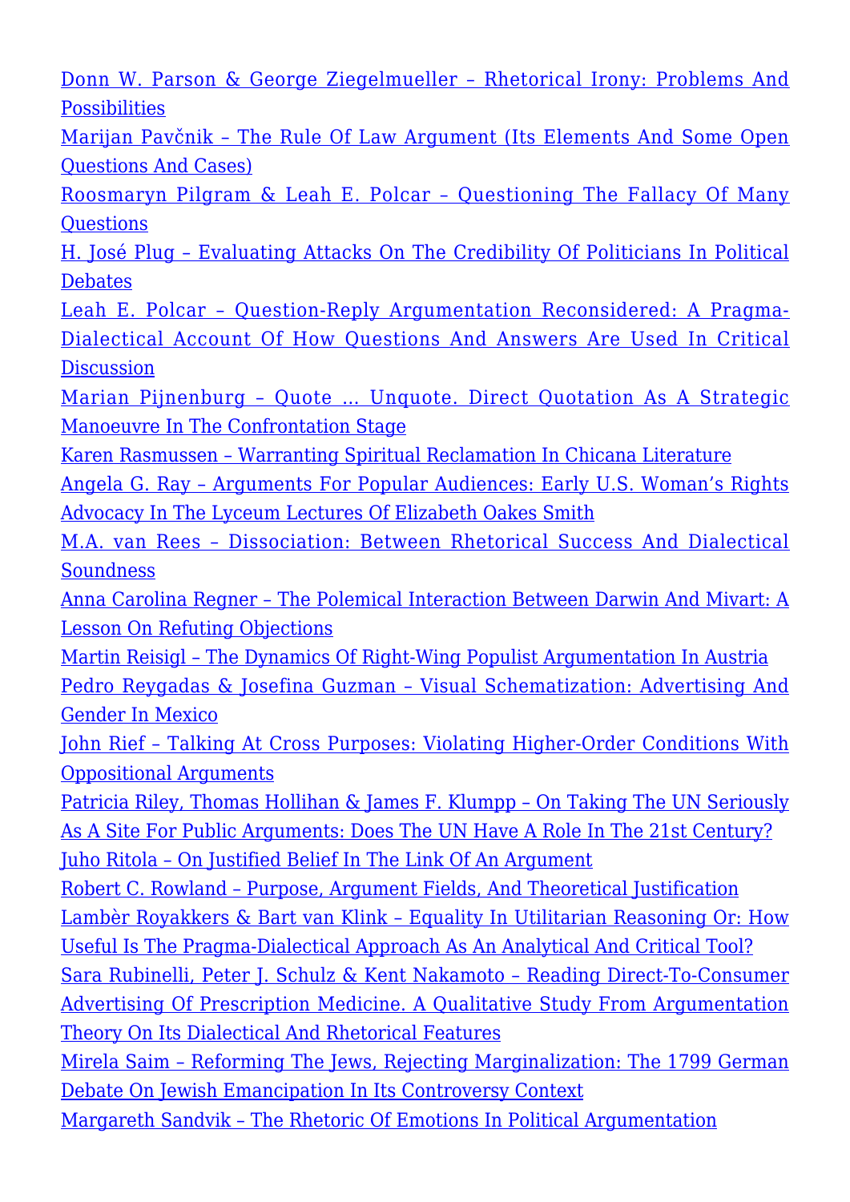Donn W. Parson & George Ziegelmueller – Rhetorical Irony: Problems And Possibilities

Marijan Pavčnik – The Rule Of Law Argument (Its Elements And Some Open Questions And Cases)

Roosmaryn Pilgram & Leah E. Polcar – Questioning The Fallacy Of Many Questions

H. José Plug – Evaluating Attacks On The Credibility Of Politicians In Political Debates

Leah E. Polcar – Question-Reply Argumentation Reconsidered: A Pragma-Dialectical Account Of How Questions And Answers Are Used In Critical Discussion

Marian Pijnenburg – Quote … Unquote. Direct Quotation As A Strategic Manoeuvre In The Confrontation Stage

Karen Rasmussen – Warranting Spiritual Reclamation In Chicana Literature

Angela G. Ray – Arguments For Popular Audiences: Early U.S. Woman's Rights Advocacy In The Lyceum Lectures Of Elizabeth Oakes Smith

M.A. van Rees – Dissociation: Between Rhetorical Success And Dialectical Soundness

Anna Carolina Regner – The Polemical Interaction Between Darwin And Mivart: A Lesson On Refuting Objections

Martin Reisigl – The Dynamics Of Right-Wing Populist Argumentation In Austria

Pedro Reygadas & Josefina Guzman – Visual Schematization: Advertising And Gender In Mexico

John Rief – Talking At Cross Purposes: Violating Higher-Order Conditions With Oppositional Arguments

Patricia Riley, Thomas Hollihan & James F. Klumpp – On Taking The UN Seriously As A Site For Public Arguments: Does The UN Have A Role In The 21st Century?

Juho Ritola – On Justified Belief In The Link Of An Argument

Robert C. Rowland – Purpose, Argument Fields, And Theoretical Justification

Lambèr Royakkers & Bart van Klink – Equality In Utilitarian Reasoning Or: How Useful Is The Pragma-Dialectical Approach As An Analytical And Critical Tool?

Sara Rubinelli, Peter J. Schulz & Kent Nakamoto – Reading Direct-To-Consumer Advertising Of Prescription Medicine. A Qualitative Study From Argumentation Theory On Its Dialectical And Rhetorical Features

Mirela Saim – Reforming The Jews, Rejecting Marginalization: The 1799 German Debate On Jewish Emancipation In Its Controversy Context

Margareth Sandvik – The Rhetoric Of Emotions In Political Argumentation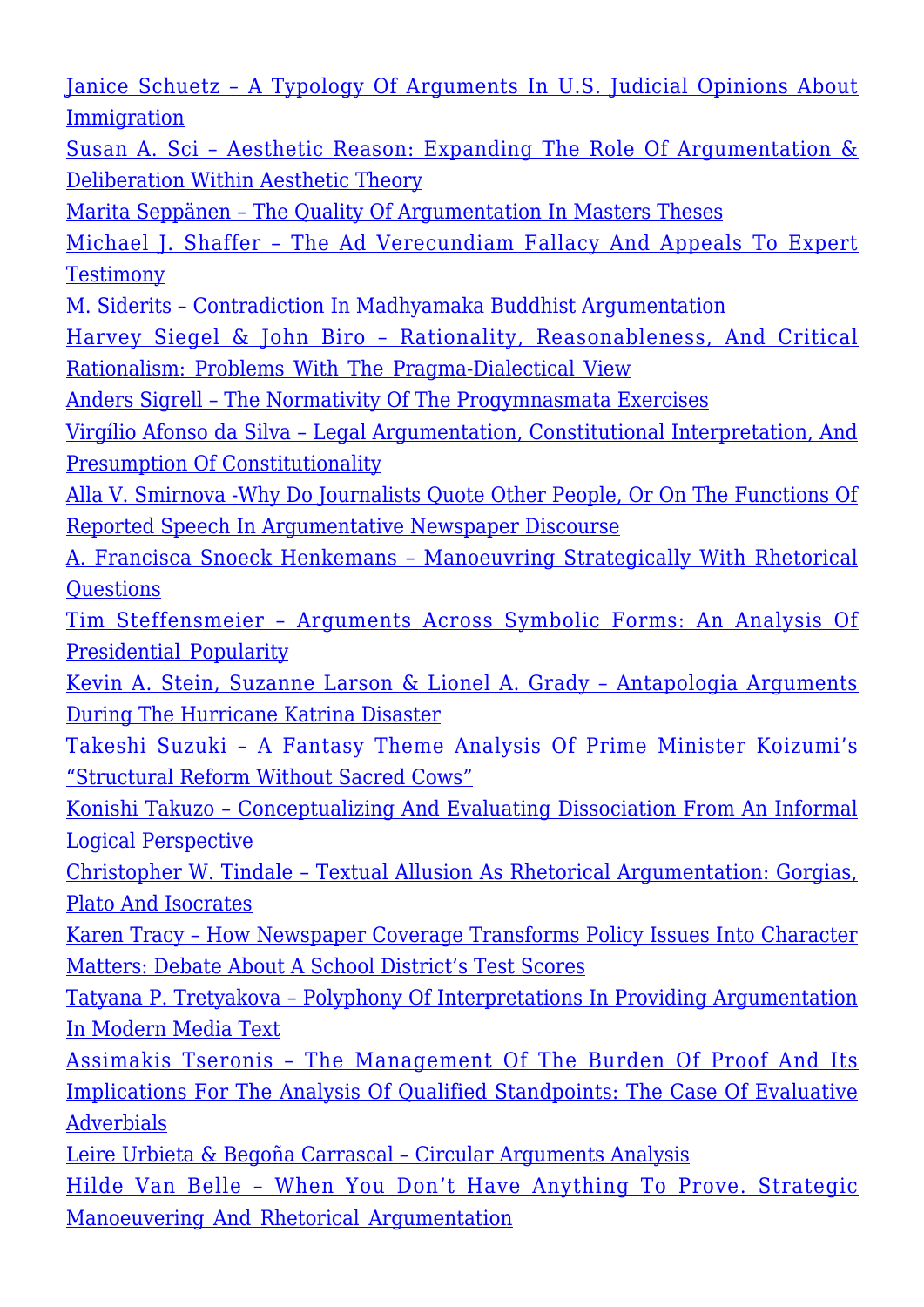Janice Schuetz – A Typology Of Arguments In U.S. Judicial Opinions About Immigration

Susan A. Sci – Aesthetic Reason: Expanding The Role Of Argumentation & Deliberation Within Aesthetic Theory

Marita Seppänen – The Quality Of Argumentation In Masters Theses

Michael J. Shaffer – The Ad Verecundiam Fallacy And Appeals To Expert Testimony

M. Siderits – Contradiction In Madhyamaka Buddhist Argumentation

Harvey Siegel & John Biro – Rationality, Reasonableness, And Critical Rationalism: Problems With The Pragma-Dialectical View

Anders Sigrell – The Normativity Of The Progymnasmata Exercises

Virgílio Afonso da Silva – Legal Argumentation, Constitutional Interpretation, And Presumption Of Constitutionality

Alla V. Smirnova -Why Do Journalists Quote Other People, Or On The Functions Of Reported Speech In Argumentative Newspaper Discourse

A. Francisca Snoeck Henkemans – Manoeuvring Strategically With Rhetorical Questions

Tim Steffensmeier – Arguments Across Symbolic Forms: An Analysis Of Presidential Popularity

Kevin A. Stein, Suzanne Larson & Lionel A. Grady – Antapologia Arguments During The Hurricane Katrina Disaster

Takeshi Suzuki – A Fantasy Theme Analysis Of Prime Minister Koizumi's "Structural Reform Without Sacred Cows"

Konishi Takuzo – Conceptualizing And Evaluating Dissociation From An Informal Logical Perspective

Christopher W. Tindale – Textual Allusion As Rhetorical Argumentation: Gorgias, Plato And Isocrates

Karen Tracy – How Newspaper Coverage Transforms Policy Issues Into Character Matters: Debate About A School District's Test Scores

Tatyana P. Tretyakova – Polyphony Of Interpretations In Providing Argumentation In Modern Media Text

Assimakis Tseronis – The Management Of The Burden Of Proof And Its Implications For The Analysis Of Qualified Standpoints: The Case Of Evaluative Adverbials

Leire Urbieta & Begoña Carrascal – Circular Arguments Analysis

Hilde Van Belle – When You Don't Have Anything To Prove. Strategic Manoeuvering And Rhetorical Argumentation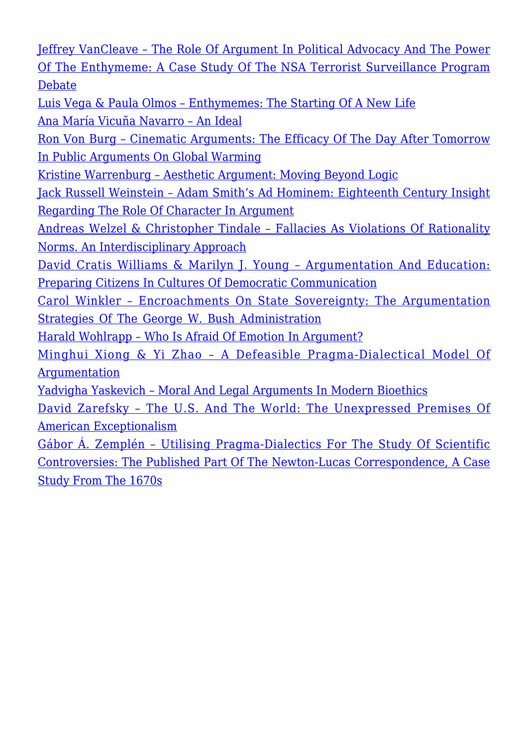Jeffrey VanCleave – The Role Of Argument In Political Advocacy And The Power Of The Enthymeme: A Case Study Of The NSA Terrorist Surveillance Program Debate
Luis Vega & Paula Olmos – Enthymemes: The Starting Of A New Life
Ana María Vicuña Navarro – An Ideal
Ron Von Burg – Cinematic Arguments: The Efficacy Of The Day After Tomorrow In Public Arguments On Global Warming
Kristine Warrenburg – Aesthetic Argument: Moving Beyond Logic
Jack Russell Weinstein – Adam Smith's Ad Hominem: Eighteenth Century Insight Regarding The Role Of Character In Argument
Andreas Welzel & Christopher Tindale – Fallacies As Violations Of Rationality Norms. An Interdisciplinary Approach
David Cratis Williams & Marilyn J. Young – Argumentation And Education: Preparing Citizens In Cultures Of Democratic Communication
Carol Winkler – Encroachments On State Sovereignty: The Argumentation Strategies Of The George W. Bush Administration
Harald Wohlrapp – Who Is Afraid Of Emotion In Argument?
Minghui Xiong & Yi Zhao – A Defeasible Pragma-Dialectical Model Of Argumentation
Yadvigha Yaskevich – Moral And Legal Arguments In Modern Bioethics
David Zarefsky – The U.S. And The World: The Unexpressed Premises Of American Exceptionalism
Gábor Á. Zemplén – Utilising Pragma-Dialectics For The Study Of Scientific Controversies: The Published Part Of The Newton-Lucas Correspondence, A Case Study From The 1670s